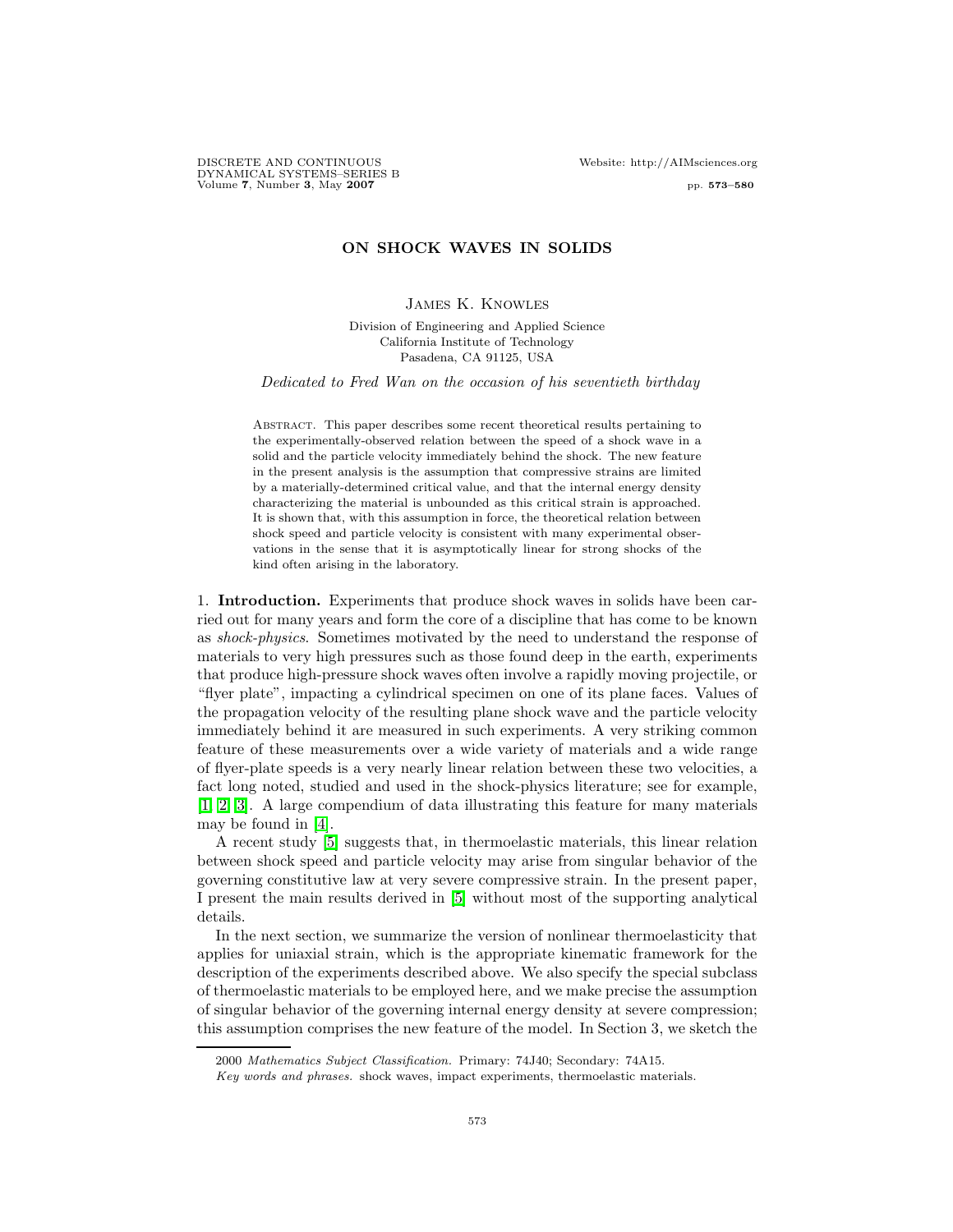# ON SHOCK WAVES IN SOLIDS

James K. Knowles

Division of Engineering and Applied Science
California Institute of Technology
Pasadena, CA 91125, USA

*Dedicated to Fred Wan on the occasion of his seventieth birthday*

Abstract. This paper describes some recent theoretical results pertaining to the experimentally-observed relation between the speed of a shock wave in a solid and the particle velocity immediately behind the shock. The new feature in the present analysis is the assumption that compressive strains are limited by a materially-determined critical value, and that the internal energy density characterizing the material is unbounded as this critical strain is approached. It is shown that, with this assumption in force, the theoretical relation between shock speed and particle velocity is consistent with many experimental observations in the sense that it is asymptotically linear for strong shocks of the kind often arising in the laboratory.

1. **Introduction.** Experiments that produce shock waves in solids have been carried out for many years and form the core of a discipline that has come to be known as *shock-physics*. Sometimes motivated by the need to understand the response of materials to very high pressures such as those found deep in the earth, experiments that produce high-pressure shock waves often involve a rapidly moving projectile, or "flyer plate", impacting a cylindrical specimen on one of its plane faces. Values of the propagation velocity of the resulting plane shock wave and the particle velocity immediately behind it are measured in such experiments. A very striking common feature of these measurements over a wide variety of materials and a wide range of flyer-plate speeds is a very nearly linear relation between these two velocities, a fact long noted, studied and used in the shock-physics literature; see for example, [1, 2, 3]. A large compendium of data illustrating this feature for many materials may be found in [4].

A recent study [5] suggests that, in thermoelastic materials, this linear relation between shock speed and particle velocity may arise from singular behavior of the governing constitutive law at very severe compressive strain. In the present paper, I present the main results derived in [5] without most of the supporting analytical details.

In the next section, we summarize the version of nonlinear thermoelasticity that applies for uniaxial strain, which is the appropriate kinematic framework for the description of the experiments described above. We also specify the special subclass of thermoelastic materials to be employed here, and we make precise the assumption of singular behavior of the governing internal energy density at severe compression; this assumption comprises the new feature of the model. In Section 3, we sketch the

2000 *Mathematics Subject Classification.* Primary: 74J40; Secondary: 74A15.

*Key words and phrases.* shock waves, impact experiments, thermoelastic materials.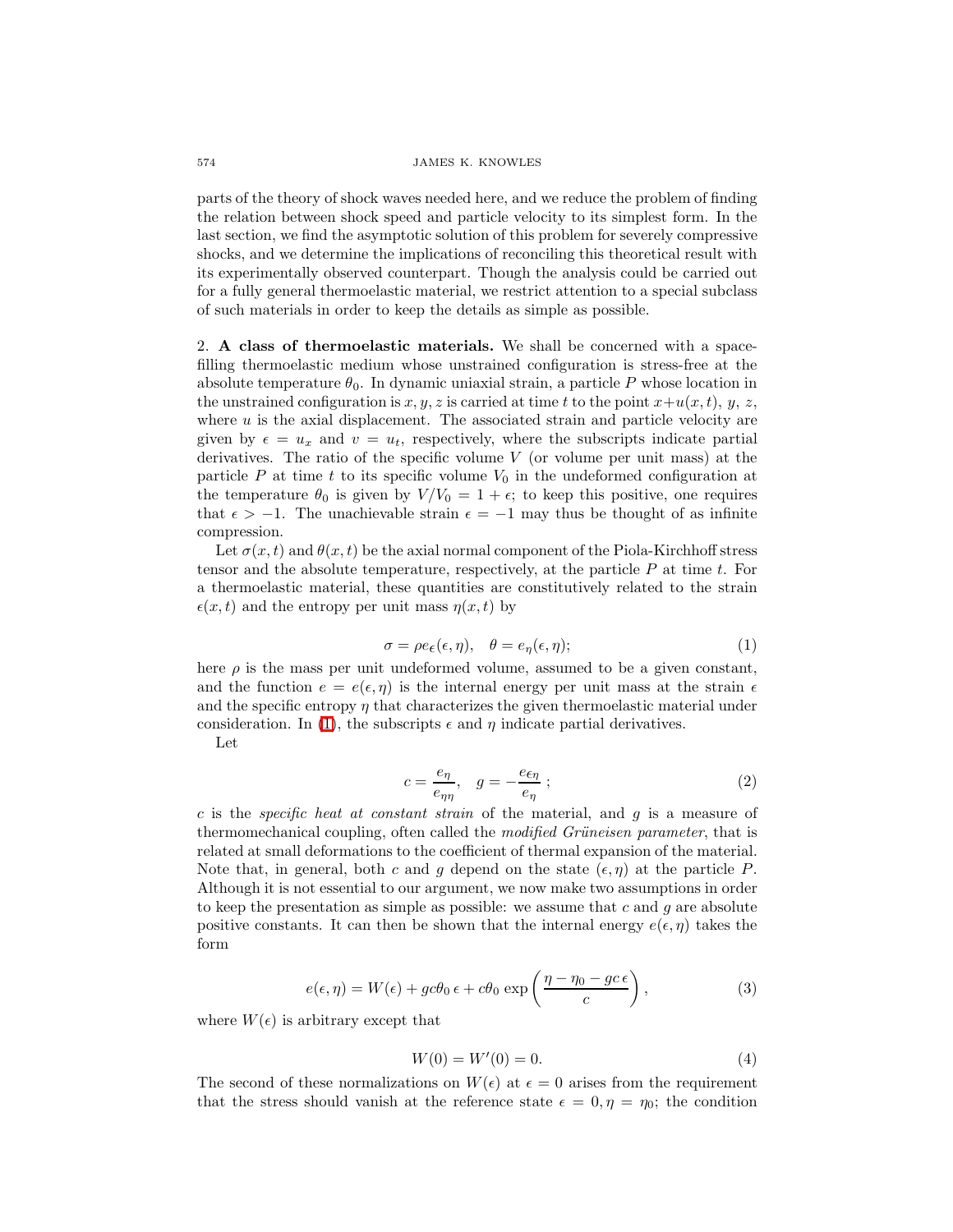parts of the theory of shock waves needed here, and we reduce the problem of finding the relation between shock speed and particle velocity to its simplest form. In the last section, we find the asymptotic solution of this problem for severely compressive shocks, and we determine the implications of reconciling this theoretical result with its experimentally observed counterpart. Though the analysis could be carried out for a fully general thermoelastic material, we restrict attention to a special subclass of such materials in order to keep the details as simple as possible.

## 2. A class of thermoelastic materials.

We shall be concerned with a space-filling thermoelastic medium whose unstrained configuration is stress-free at the absolute temperature $\theta_0$. In dynamic uniaxial strain, a particle $P$ whose location in the unstrained configuration is $x, y, z$ is carried at time $t$ to the point $x+u(x,t)$, $y$, $z$, where $u$ is the axial displacement. The associated strain and particle velocity are given by $\epsilon = u_x$ and $v = u_t$, respectively, where the subscripts indicate partial derivatives. The ratio of the specific volume $V$ (or volume per unit mass) at the particle $P$ at time $t$ to its specific volume $V_0$ in the undeformed configuration at the temperature $\theta_0$ is given by $V/V_0 = 1+\epsilon$; to keep this positive, one requires that $\epsilon > -1$. The unachievable strain $\epsilon = -1$ may thus be thought of as infinite compression.

Let $\sigma(x,t)$ and $\theta(x,t)$ be the axial normal component of the Piola-Kirchhoff stress tensor and the absolute temperature, respectively, at the particle $P$ at time $t$. For a thermoelastic material, these quantities are constitutively related to the strain $\epsilon(x,t)$ and the entropy per unit mass $\eta(x,t)$ by

$$\sigma = \rho e_\epsilon(\epsilon, \eta), \quad \theta = e_\eta(\epsilon, \eta); \tag{1}$$

here $\rho$ is the mass per unit undeformed volume, assumed to be a given constant, and the function $e = e(\epsilon, \eta)$ is the internal energy per unit mass at the strain $\epsilon$ and the specific entropy $\eta$ that characterizes the given thermoelastic material under consideration. In (1), the subscripts $\epsilon$ and $\eta$ indicate partial derivatives.

Let

$$c = \frac{e_\eta}{e_{\eta\eta}}, \quad g = -\frac{e_{\epsilon\eta}}{e_\eta}\ ; \tag{2}$$

$c$ is the *specific heat at constant strain* of the material, and $g$ is a measure of thermomechanical coupling, often called the *modified Grüneisen parameter*, that is related at small deformations to the coefficient of thermal expansion of the material. Note that, in general, both $c$ and $g$ depend on the state $(\epsilon, \eta)$ at the particle $P$. Although it is not essential to our argument, we now make two assumptions in order to keep the presentation as simple as possible: we assume that $c$ and $g$ are absolute positive constants. It can then be shown that the internal energy $e(\epsilon, \eta)$ takes the form

$$e(\epsilon, \eta) = W(\epsilon) + gc\theta_0\, \epsilon + c\theta_0 \exp\left(\frac{\eta - \eta_0 - gc\,\epsilon}{c}\right), \tag{3}$$

where $W(\epsilon)$ is arbitrary except that

$$W(0) = W'(0) = 0. \tag{4}$$

The second of these normalizations on $W(\epsilon)$ at $\epsilon = 0$ arises from the requirement that the stress should vanish at the reference state $\epsilon = 0, \eta = \eta_0$; the condition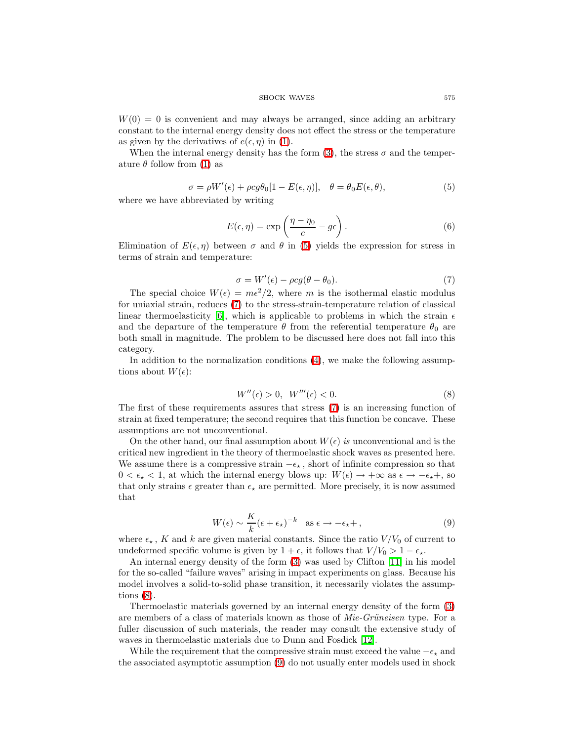$W(0) = 0$ is convenient and may always be arranged, since adding an arbitrary constant to the internal energy density does not effect the stress or the temperature as given by the derivatives of $e(\epsilon, \eta)$ in (1).

When the internal energy density has the form (3), the stress $\sigma$ and the temperature $\theta$ follow from (1) as

$$\sigma = \rho W'(\epsilon) + \rho c g \theta_0 [1 - E(\epsilon, \eta)], \quad \theta = \theta_0 E(\epsilon, \theta), \tag{5}$$

where we have abbreviated by writing

$$E(\epsilon, \eta) = \exp\left(\frac{\eta - \eta_0}{c} - g\epsilon\right). \tag{6}$$

Elimination of $E(\epsilon, \eta)$ between $\sigma$ and $\theta$ in (5) yields the expression for stress in terms of strain and temperature:

$$\sigma = W'(\epsilon) - \rho c g(\theta - \theta_0). \tag{7}$$

The special choice $W(\epsilon) = m\epsilon^2/2$, where $m$ is the isothermal elastic modulus for uniaxial strain, reduces (7) to the stress-strain-temperature relation of classical linear thermoelasticity [6], which is applicable to problems in which the strain $\epsilon$ and the departure of the temperature $\theta$ from the referential temperature $\theta_0$ are both small in magnitude. The problem to be discussed here does not fall into this category.

In addition to the normalization conditions (4), we make the following assumptions about $W(\epsilon)$:

$$W''(\epsilon) > 0, \quad W'''(\epsilon) < 0. \tag{8}$$

The first of these requirements assures that stress (7) is an increasing function of strain at fixed temperature; the second requires that this function be concave. These assumptions are not unconventional.

On the other hand, our final assumption about $W(\epsilon)$ *is* unconventional and is the critical new ingredient in the theory of thermoelastic shock waves as presented here. We assume there is a compressive strain $-\epsilon_\star$, short of infinite compression so that $0 < \epsilon_\star < 1$, at which the internal energy blows up: $W(\epsilon) \to +\infty$ as $\epsilon \to -\epsilon_\star+$, so that only strains $\epsilon$ greater than $\epsilon_\star$ are permitted. More precisely, it is now assumed that

$$W(\epsilon) \sim \frac{K}{k}(\epsilon + \epsilon_\star)^{-k} \quad \text{as } \epsilon \to -\epsilon_\star+, \tag{9}$$

where $\epsilon_\star$, $K$ and $k$ are given material constants. Since the ratio $V/V_0$ of current to undeformed specific volume is given by $1 + \epsilon$, it follows that $V/V_0 > 1 - \epsilon_\star$.

An internal energy density of the form (3) was used by Clifton [11] in his model for the so-called "failure waves" arising in impact experiments on glass. Because his model involves a solid-to-solid phase transition, it necessarily violates the assumptions (8).

Thermoelastic materials governed by an internal energy density of the form (3) are members of a class of materials known as those of *Mie-Grüneisen* type. For a fuller discussion of such materials, the reader may consult the extensive study of waves in thermoelastic materials due to Dunn and Fosdick [12].

While the requirement that the compressive strain must exceed the value $-\epsilon_\star$ and the associated asymptotic assumption (9) do not usually enter models used in shock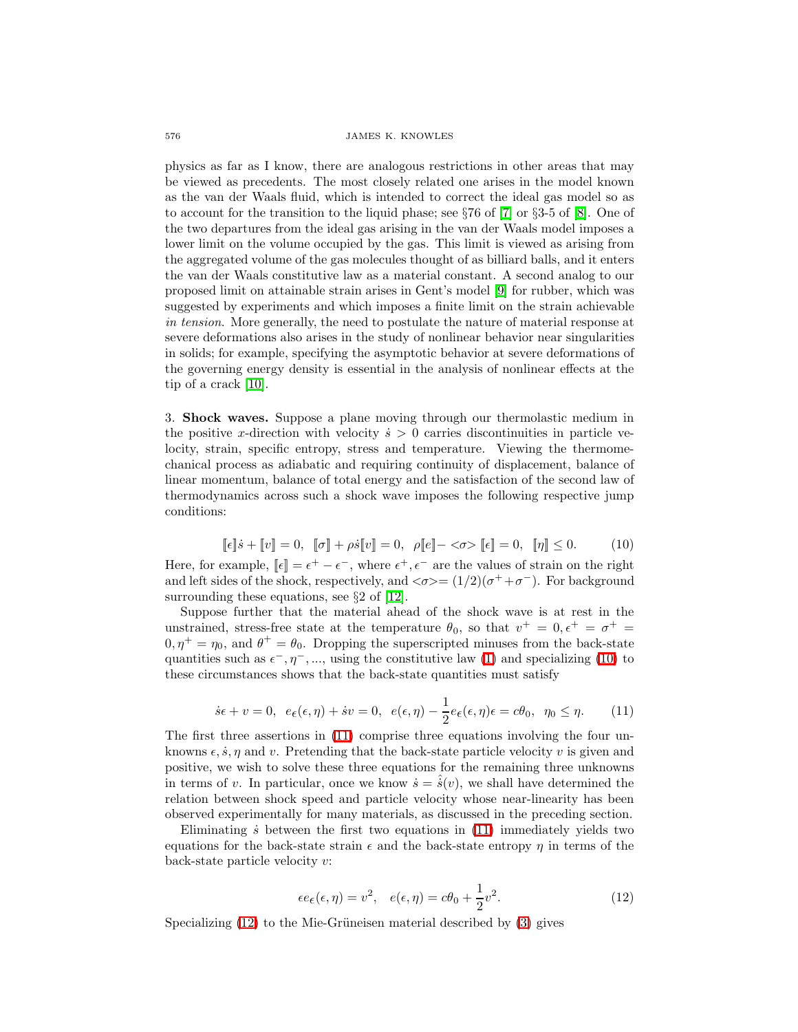physics as far as I know, there are analogous restrictions in other areas that may be viewed as precedents. The most closely related one arises in the model known as the van der Waals fluid, which is intended to correct the ideal gas model so as to account for the transition to the liquid phase; see §76 of [7] or §3-5 of [8]. One of the two departures from the ideal gas arising in the van der Waals model imposes a lower limit on the volume occupied by the gas. This limit is viewed as arising from the aggregated volume of the gas molecules thought of as billiard balls, and it enters the van der Waals constitutive law as a material constant. A second analog to our proposed limit on attainable strain arises in Gent's model [9] for rubber, which was suggested by experiments and which imposes a finite limit on the strain achievable *in tension*. More generally, the need to postulate the nature of material response at severe deformations also arises in the study of nonlinear behavior near singularities in solids; for example, specifying the asymptotic behavior at severe deformations of the governing energy density is essential in the analysis of nonlinear effects at the tip of a crack [10].

3. **Shock waves.** Suppose a plane moving through our thermolastic medium in the positive $x$-direction with velocity $\dot{s} > 0$ carries discontinuities in particle velocity, strain, specific entropy, stress and temperature. Viewing the thermomechanical process as adiabatic and requiring continuity of displacement, balance of linear momentum, balance of total energy and the satisfaction of the second law of thermodynamics across such a shock wave imposes the following respective jump conditions:

$$[\![\epsilon]\!]\dot{s} + [\![v]\!] = 0, \;\; [\![\sigma]\!] + \rho\dot{s}[\![v]\!] = 0, \;\; \rho[\![e]\!] - \langle\sigma\rangle\, [\![\epsilon]\!] = 0, \;\; [\![\eta]\!] \leq 0. \tag{10}$$

Here, for example, $[\![\epsilon]\!] = \epsilon^+ - \epsilon^-$, where $\epsilon^+, \epsilon^-$ are the values of strain on the right and left sides of the shock, respectively, and $\langle\sigma\rangle = (1/2)(\sigma^+ + \sigma^-)$. For background surrounding these equations, see §2 of [12].

Suppose further that the material ahead of the shock wave is at rest in the unstrained, stress-free state at the temperature $\theta_0$, so that $v^+ = 0, \epsilon^+ = \sigma^+ = 0, \eta^+ = \eta_0$, and $\theta^+ = \theta_0$. Dropping the superscripted minuses from the back-state quantities such as $\epsilon^-, \eta^-, ...,$ using the constitutive law (1) and specializing (10) to these circumstances shows that the back-state quantities must satisfy

$$\dot{s}\epsilon + v = 0, \;\; e_\epsilon(\epsilon, \eta) + \dot{s}v = 0, \;\; e(\epsilon, \eta) - \frac{1}{2}e_\epsilon(\epsilon, \eta)\epsilon = c\theta_0, \;\; \eta_0 \leq \eta. \tag{11}$$

The first three assertions in (11) comprise three equations involving the four unknowns $\epsilon, \dot{s}, \eta$ and $v$. Pretending that the back-state particle velocity $v$ is given and positive, we wish to solve these three equations for the remaining three unknowns in terms of $v$. In particular, once we know $\dot{s} = \hat{\dot{s}}(v)$, we shall have determined the relation between shock speed and particle velocity whose near-linearity has been observed experimentally for many materials, as discussed in the preceding section.

Eliminating $\dot{s}$ between the first two equations in (11) immediately yields two equations for the back-state strain $\epsilon$ and the back-state entropy $\eta$ in terms of the back-state particle velocity $v$:

$$\epsilon e_\epsilon(\epsilon, \eta) = v^2, \quad e(\epsilon, \eta) = c\theta_0 + \frac{1}{2}v^2. \tag{12}$$

Specializing (12) to the Mie-Grüneisen material described by (3) gives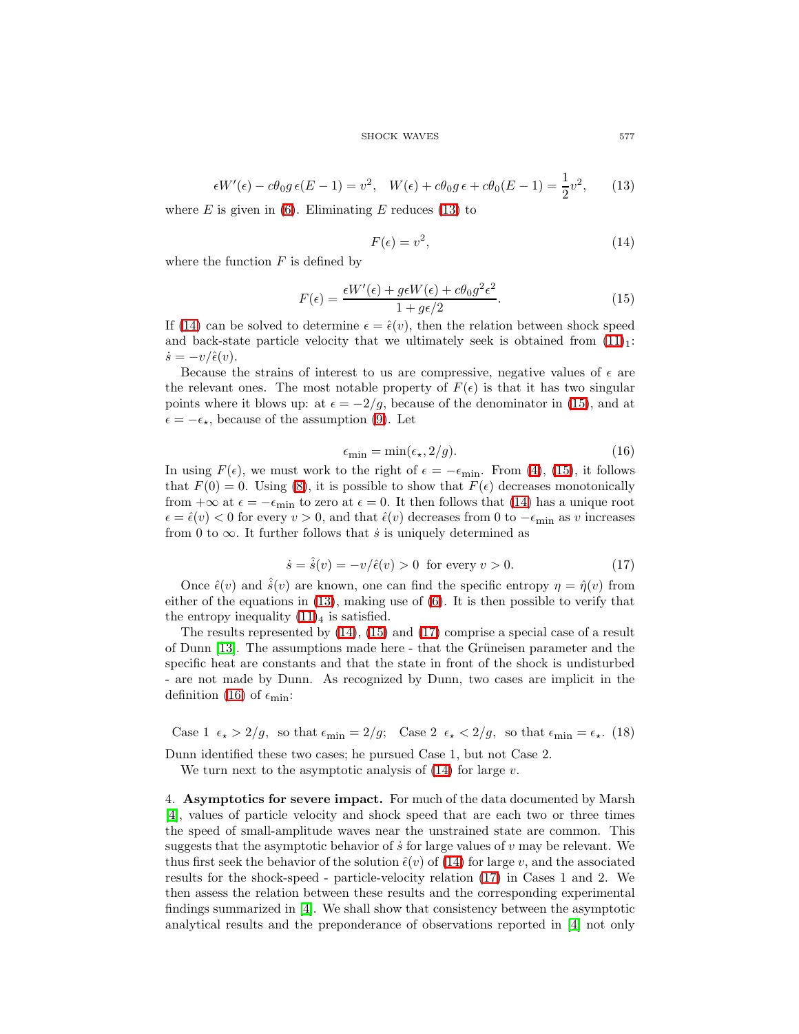$$\epsilon W'(\epsilon) - c\theta_0 g\,\epsilon(E-1) = v^2, \quad W(\epsilon) + c\theta_0 g\,\epsilon + c\theta_0(E-1) = \frac{1}{2}v^2, \tag{13}$$

where $E$ is given in (6). Eliminating $E$ reduces (13) to

$$F(\epsilon) = v^2, \tag{14}$$

where the function $F$ is defined by

$$F(\epsilon) = \frac{\epsilon W'(\epsilon) + g\epsilon W(\epsilon) + c\theta_0 g^2 \epsilon^2}{1 + g\epsilon/2}. \tag{15}$$

If (14) can be solved to determine $\epsilon = \hat{\epsilon}(v)$, then the relation between shock speed and back-state particle velocity that we ultimately seek is obtained from $(11)_1$: $\dot{s} = -v/\hat{\epsilon}(v)$.

Because the strains of interest to us are compressive, negative values of $\epsilon$ are the relevant ones. The most notable property of $F(\epsilon)$ is that it has two singular points where it blows up: at $\epsilon = -2/g$, because of the denominator in (15), and at $\epsilon = -\epsilon_\star$, because of the assumption (9). Let

$$\epsilon_{\text{min}} = \min(\epsilon_\star, 2/g). \tag{16}$$

In using $F(\epsilon)$, we must work to the right of $\epsilon = -\epsilon_{\text{min}}$. From (4), (15), it follows that $F(0) = 0$. Using (8), it is possible to show that $F(\epsilon)$ decreases monotonically from $+\infty$ at $\epsilon = -\epsilon_{\text{min}}$ to zero at $\epsilon = 0$. It then follows that (14) has a unique root $\epsilon = \hat{\epsilon}(v) < 0$ for every $v > 0$, and that $\hat{\epsilon}(v)$ decreases from 0 to $-\epsilon_{\text{min}}$ as $v$ increases from 0 to $\infty$. It further follows that $\dot{s}$ is uniquely determined as

$$\dot{s} = \hat{\dot{s}}(v) = -v/\hat{\epsilon}(v) > 0 \ \text{ for every } v > 0. \tag{17}$$

Once $\hat{\epsilon}(v)$ and $\hat{\dot{s}}(v)$ are known, one can find the specific entropy $\eta = \hat{\eta}(v)$ from either of the equations in (13), making use of (6). It is then possible to verify that the entropy inequality $(11)_4$ is satisfied.

The results represented by (14), (15) and (17) comprise a special case of a result of Dunn [13]. The assumptions made here - that the Grüneisen parameter and the specific heat are constants and that the state in front of the shock is undisturbed - are not made by Dunn. As recognized by Dunn, two cases are implicit in the definition (16) of $\epsilon_{\text{min}}$:

$$\text{Case 1} \ \ \epsilon_\star > 2/g, \ \text{ so that } \epsilon_{\text{min}} = 2/g; \quad \text{Case 2} \ \ \epsilon_\star < 2/g, \ \text{ so that } \epsilon_{\text{min}} = \epsilon_\star. \tag{18}$$

Dunn identified these two cases; he pursued Case 1, but not Case 2.

We turn next to the asymptotic analysis of (14) for large $v$.

## 4. Asymptotics for severe impact.

For much of the data documented by Marsh [4], values of particle velocity and shock speed that are each two or three times the speed of small-amplitude waves near the unstrained state are common. This suggests that the asymptotic behavior of $\dot{s}$ for large values of $v$ may be relevant. We thus first seek the behavior of the solution $\hat{\epsilon}(v)$ of (14) for large $v$, and the associated results for the shock-speed - particle-velocity relation (17) in Cases 1 and 2. We then assess the relation between these results and the corresponding experimental findings summarized in [4]. We shall show that consistency between the asymptotic analytical results and the preponderance of observations reported in [4] not only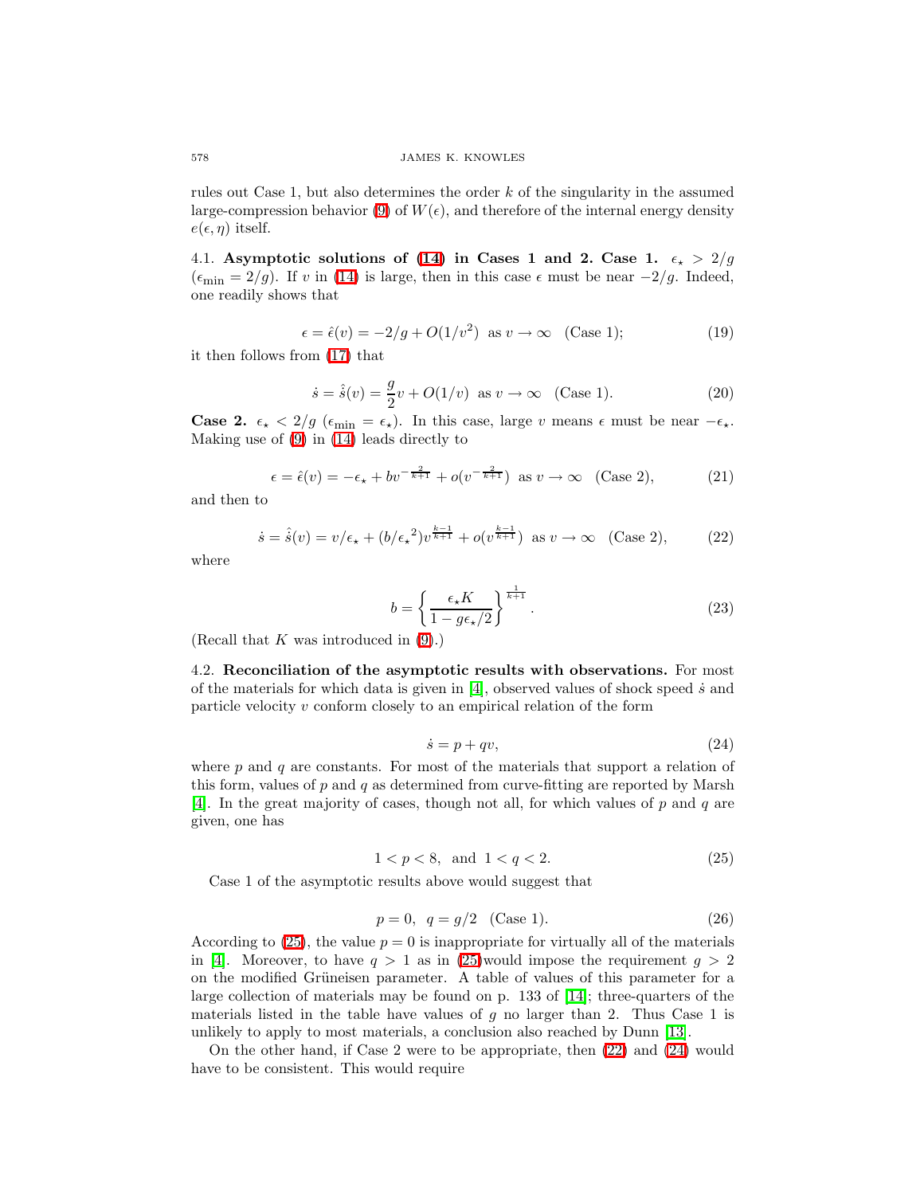rules out Case 1, but also determines the order $k$ of the singularity in the assumed large-compression behavior (9) of $W(\epsilon)$, and therefore of the internal energy density $e(\epsilon, \eta)$ itself.

### 4.1. Asymptotic solutions of (14) in Cases 1 and 2.

**Case 1.** $\epsilon_\star > 2/g$ ($\epsilon_{\min} = 2/g$). If $v$ in (14) is large, then in this case $\epsilon$ must be near $-2/g$. Indeed, one readily shows that

$$\epsilon = \hat{\epsilon}(v) = -2/g + O(1/v^2) \text{ as } v \to \infty \quad \text{(Case 1);} \tag{19}$$

it then follows from (17) that

$$\dot{s} = \hat{s}(v) = \frac{g}{2}v + O(1/v) \text{ as } v \to \infty \quad \text{(Case 1).} \tag{20}$$

**Case 2.** $\epsilon_\star < 2/g$ ($\epsilon_{\min} = \epsilon_\star$). In this case, large $v$ means $\epsilon$ must be near $-\epsilon_\star$. Making use of (9) in (14) leads directly to

$$\epsilon = \hat{\epsilon}(v) = -\epsilon_\star + bv^{-\frac{2}{k+1}} + o(v^{-\frac{2}{k+1}}) \text{ as } v \to \infty \quad \text{(Case 2),} \tag{21}$$

and then to

$$\dot{s} = \hat{s}(v) = v/\epsilon_\star + (b/{\epsilon_\star}^2)v^{\frac{k-1}{k+1}} + o(v^{\frac{k-1}{k+1}}) \text{ as } v \to \infty \quad \text{(Case 2),} \tag{22}$$

where

$$b = \left\{ \frac{\epsilon_\star K}{1 - g\epsilon_\star/2} \right\}^{\frac{1}{k+1}}. \tag{23}$$

(Recall that $K$ was introduced in (9).)

### 4.2. Reconciliation of the asymptotic results with observations.

For most of the materials for which data is given in [4], observed values of shock speed $\dot{s}$ and particle velocity $v$ conform closely to an empirical relation of the form

$$\dot{s} = p + qv, \tag{24}$$

where $p$ and $q$ are constants. For most of the materials that support a relation of this form, values of $p$ and $q$ as determined from curve-fitting are reported by Marsh [4]. In the great majority of cases, though not all, for which values of $p$ and $q$ are given, one has

$$1 < p < 8, \text{ and } 1 < q < 2. \tag{25}$$

Case 1 of the asymptotic results above would suggest that

$$p = 0, \ \ q = g/2 \quad \text{(Case 1).} \tag{26}$$

According to (25), the value $p = 0$ is inappropriate for virtually all of the materials in [4]. Moreover, to have $q > 1$ as in (25) would impose the requirement $g > 2$ on the modified Grüneisen parameter. A table of values of this parameter for a large collection of materials may be found on p. 133 of [14]; three-quarters of the materials listed in the table have values of $g$ no larger than 2. Thus Case 1 is unlikely to apply to most materials, a conclusion also reached by Dunn [13].

On the other hand, if Case 2 were to be appropriate, then (22) and (24) would have to be consistent. This would require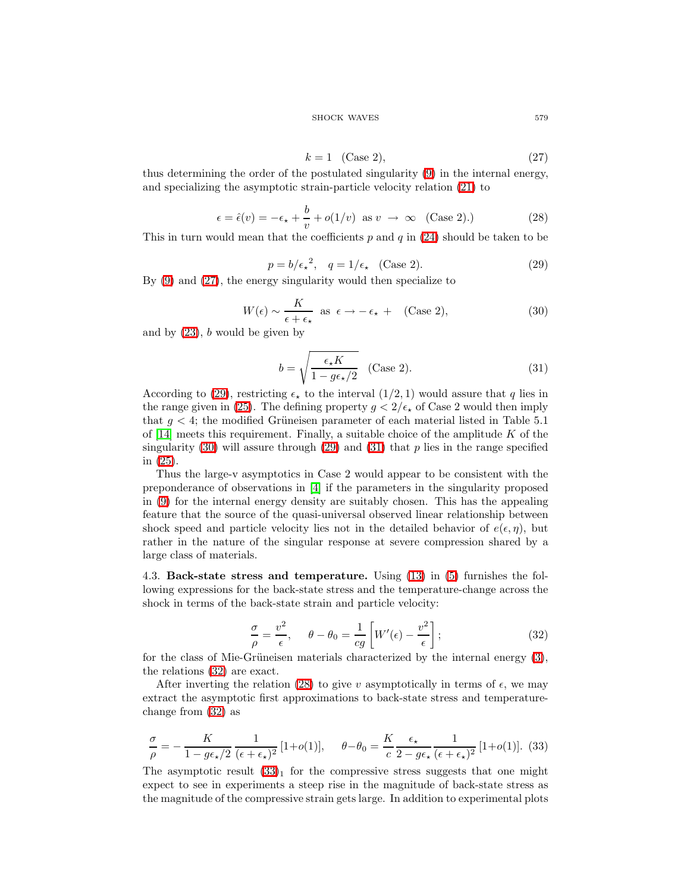$$k = 1 \quad \text{(Case 2)}, \tag{27}$$

thus determining the order of the postulated singularity (9) in the internal energy, and specializing the asymptotic strain-particle velocity relation (21) to

$$\epsilon = \hat{\epsilon}(v) = -\epsilon_\star + \frac{b}{v} + o(1/v) \;\text{ as } v \to \infty \quad \text{(Case 2).)} \tag{28}$$

This in turn would mean that the coefficients $p$ and $q$ in (24) should be taken to be

$$p = b/{\epsilon_\star}^2, \quad q = 1/\epsilon_\star \quad \text{(Case 2)}. \tag{29}$$

By (9) and (27), the energy singularity would then specialize to

$$W(\epsilon) \sim \frac{K}{\epsilon + \epsilon_\star} \;\text{ as }\; \epsilon \to -\epsilon_\star + \quad \text{(Case 2)}, \tag{30}$$

and by (23), $b$ would be given by

$$b = \sqrt{\frac{\epsilon_\star K}{1 - g\epsilon_\star/2}} \quad \text{(Case 2)}. \tag{31}$$

According to (29), restricting $\epsilon_\star$ to the interval $(1/2, 1)$ would assure that $q$ lies in the range given in (25). The defining property $g < 2/\epsilon_\star$ of Case 2 would then imply that $g < 4$; the modified Grüneisen parameter of each material listed in Table 5.1 of [14] meets this requirement. Finally, a suitable choice of the amplitude $K$ of the singularity (30) will assure through (29) and (31) that $p$ lies in the range specified in (25).

Thus the large-v asymptotics in Case 2 would appear to be consistent with the preponderance of observations in [4] if the parameters in the singularity proposed in (9) for the internal energy density are suitably chosen. This has the appealing feature that the source of the quasi-universal observed linear relationship between shock speed and particle velocity lies not in the detailed behavior of $e(\epsilon, \eta)$, but rather in the nature of the singular response at severe compression shared by a large class of materials.

4.3. **Back-state stress and temperature.** Using (13) in (5) furnishes the following expressions for the back-state stress and the temperature-change across the shock in terms of the back-state strain and particle velocity:

$$\frac{\sigma}{\rho} = \frac{v^2}{\epsilon}, \qquad \theta - \theta_0 = \frac{1}{cg}\left[W'(\epsilon) - \frac{v^2}{\epsilon}\right]; \tag{32}$$

for the class of Mie-Grüneisen materials characterized by the internal energy (3), the relations (32) are exact.

After inverting the relation (28) to give $v$ asymptotically in terms of $\epsilon$, we may extract the asymptotic first approximations to back-state stress and temperature-change from (32) as

$$\frac{\sigma}{\rho} = -\frac{K}{1 - g\epsilon_\star/2}\,\frac{1}{(\epsilon + \epsilon_\star)^2}\,[1 + o(1)], \qquad \theta - \theta_0 = \frac{K}{c}\,\frac{\epsilon_\star}{2 - g\epsilon_\star}\,\frac{1}{(\epsilon + \epsilon_\star)^2}\,[1 + o(1)]. \tag{33}$$

The asymptotic result $(33)_1$ for the compressive stress suggests that one might expect to see in experiments a steep rise in the magnitude of back-state stress as the magnitude of the compressive strain gets large. In addition to experimental plots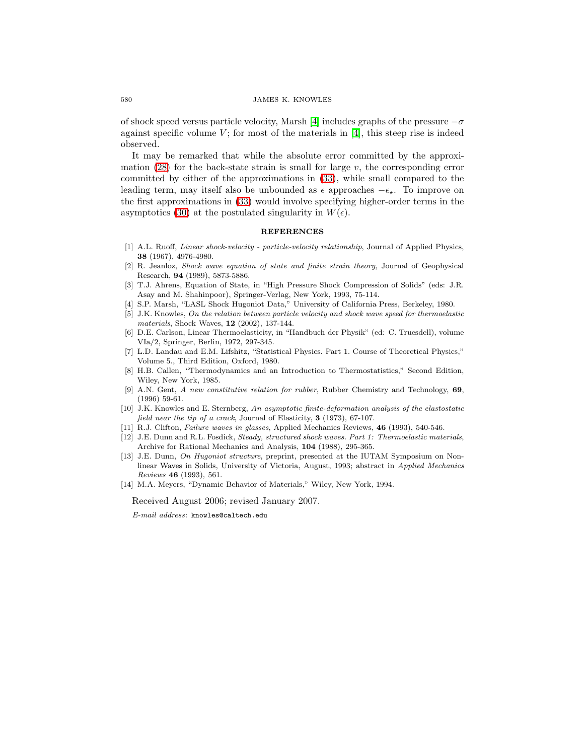of shock speed versus particle velocity, Marsh [4] includes graphs of the pressure $-\sigma$ against specific volume $V$; for most of the materials in [4], this steep rise is indeed observed.

It may be remarked that while the absolute error committed by the approximation (28) for the back-state strain is small for large $v$, the corresponding error committed by either of the approximations in (33), while small compared to the leading term, may itself also be unbounded as $\epsilon$ approaches $-\epsilon_\star$. To improve on the first approximations in (33) would involve specifying higher-order terms in the asymptotics (30) at the postulated singularity in $W(\epsilon)$.

## REFERENCES

[1] A.L. Ruoff, *Linear shock-velocity - particle-velocity relationship*, Journal of Applied Physics, **38** (1967), 4976-4980.

[2] R. Jeanloz, *Shock wave equation of state and finite strain theory*, Journal of Geophysical Research, **94** (1989), 5873-5886.

[3] T.J. Ahrens, Equation of State, in "High Pressure Shock Compression of Solids" (eds: J.R. Asay and M. Shahinpoor), Springer-Verlag, New York, 1993, 75-114.

[4] S.P. Marsh, "LASL Shock Hugoniot Data," University of California Press, Berkeley, 1980.

[5] J.K. Knowles, *On the relation between particle velocity and shock wave speed for thermoelastic materials*, Shock Waves, **12** (2002), 137-144.

[6] D.E. Carlson, Linear Thermoelasticity, in "Handbuch der Physik" (ed: C. Truesdell), volume VIa/2, Springer, Berlin, 1972, 297-345.

[7] L.D. Landau and E.M. Lifshitz, "Statistical Physics. Part 1. Course of Theoretical Physics," Volume 5., Third Edition, Oxford, 1980.

[8] H.B. Callen, "Thermodynamics and an Introduction to Thermostatistics," Second Edition, Wiley, New York, 1985.

[9] A.N. Gent, *A new constitutive relation for rubber*, Rubber Chemistry and Technology, **69**, (1996) 59-61.

[10] J.K. Knowles and E. Sternberg, *An asymptotic finite-deformation analysis of the elastostatic field near the tip of a crack*, Journal of Elasticity, **3** (1973), 67-107.

[11] R.J. Clifton, *Failure waves in glasses*, Applied Mechanics Reviews, **46** (1993), 540-546.

[12] J.E. Dunn and R.L. Fosdick, *Steady, structured shock waves. Part 1: Thermoelastic materials*, Archive for Rational Mechanics and Analysis, **104** (1988), 295-365.

[13] J.E. Dunn, *On Hugoniot structure*, preprint, presented at the IUTAM Symposium on Nonlinear Waves in Solids, University of Victoria, August, 1993; abstract in *Applied Mechanics Reviews* **46** (1993), 561.

[14] M.A. Meyers, "Dynamic Behavior of Materials," Wiley, New York, 1994.

Received August 2006; revised January 2007.

*E-mail address*: knowles@caltech.edu